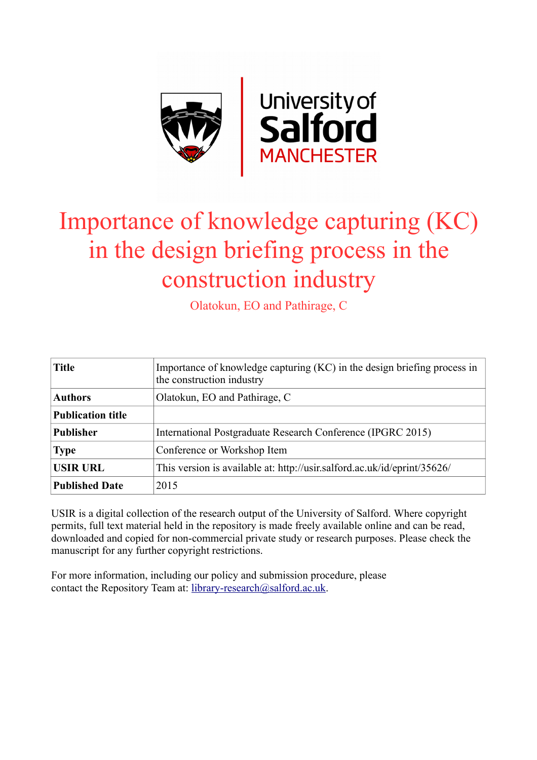# Importance of knowledge capturing (KC) in the design briefing process in the construction industry

Olatokun, EO and Pathirage, C

| Title | Importance of knowledge capturing (KC) in the design briefing process in the construction industry |
| --- | --- |
| Authors | Olatokun, EO and Pathirage, C |
| Publication title | |
| Publisher | International Postgraduate Research Conference (IPGRC 2015) |
| Type | Conference or Workshop Item |
| USIR URL | This version is available at: http://usir.salford.ac.uk/id/eprint/35626/ |
| Published Date | 2015 |

USIR is a digital collection of the research output of the University of Salford. Where copyright permits, full text material held in the repository is made freely available online and can be read, downloaded and copied for non-commercial private study or research purposes. Please check the manuscript for any further copyright restrictions.

For more information, including our policy and submission procedure, please contact the Repository Team at: library-research@salford.ac.uk.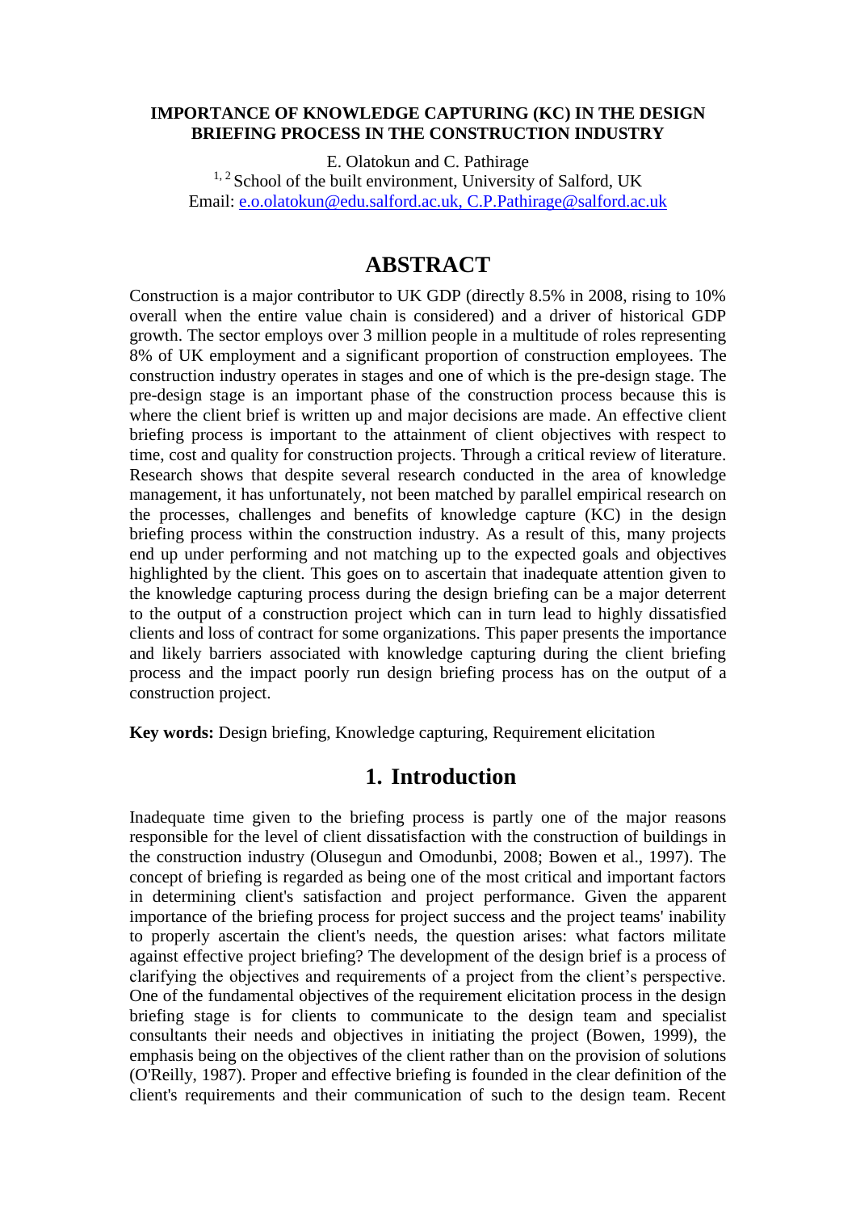**IMPORTANCE OF KNOWLEDGE CAPTURING (KC) IN THE DESIGN BRIEFING PROCESS IN THE CONSTRUCTION INDUSTRY**

E. Olatokun and C. Pathirage

[1, 2] School of the built environment, University of Salford, UK

Email: e.o.olatokun@edu.salford.ac.uk, C.P.Pathirage@salford.ac.uk

# ABSTRACT

Construction is a major contributor to UK GDP (directly 8.5% in 2008, rising to 10% overall when the entire value chain is considered) and a driver of historical GDP growth. The sector employs over 3 million people in a multitude of roles representing 8% of UK employment and a significant proportion of construction employees. The construction industry operates in stages and one of which is the pre-design stage. The pre-design stage is an important phase of the construction process because this is where the client brief is written up and major decisions are made. An effective client briefing process is important to the attainment of client objectives with respect to time, cost and quality for construction projects. Through a critical review of literature. Research shows that despite several research conducted in the area of knowledge management, it has unfortunately, not been matched by parallel empirical research on the processes, challenges and benefits of knowledge capture (KC) in the design briefing process within the construction industry. As a result of this, many projects end up under performing and not matching up to the expected goals and objectives highlighted by the client. This goes on to ascertain that inadequate attention given to the knowledge capturing process during the design briefing can be a major deterrent to the output of a construction project which can in turn lead to highly dissatisfied clients and loss of contract for some organizations. This paper presents the importance and likely barriers associated with knowledge capturing during the client briefing process and the impact poorly run design briefing process has on the output of a construction project.

**Key words:** Design briefing, Knowledge capturing, Requirement elicitation

# 1. Introduction

Inadequate time given to the briefing process is partly one of the major reasons responsible for the level of client dissatisfaction with the construction of buildings in the construction industry (Olusegun and Omodunbi, 2008; Bowen et al., 1997). The concept of briefing is regarded as being one of the most critical and important factors in determining client's satisfaction and project performance. Given the apparent importance of the briefing process for project success and the project teams' inability to properly ascertain the client's needs, the question arises: what factors militate against effective project briefing? The development of the design brief is a process of clarifying the objectives and requirements of a project from the client's perspective. One of the fundamental objectives of the requirement elicitation process in the design briefing stage is for clients to communicate to the design team and specialist consultants their needs and objectives in initiating the project (Bowen, 1999), the emphasis being on the objectives of the client rather than on the provision of solutions (O'Reilly, 1987). Proper and effective briefing is founded in the clear definition of the client's requirements and their communication of such to the design team. Recent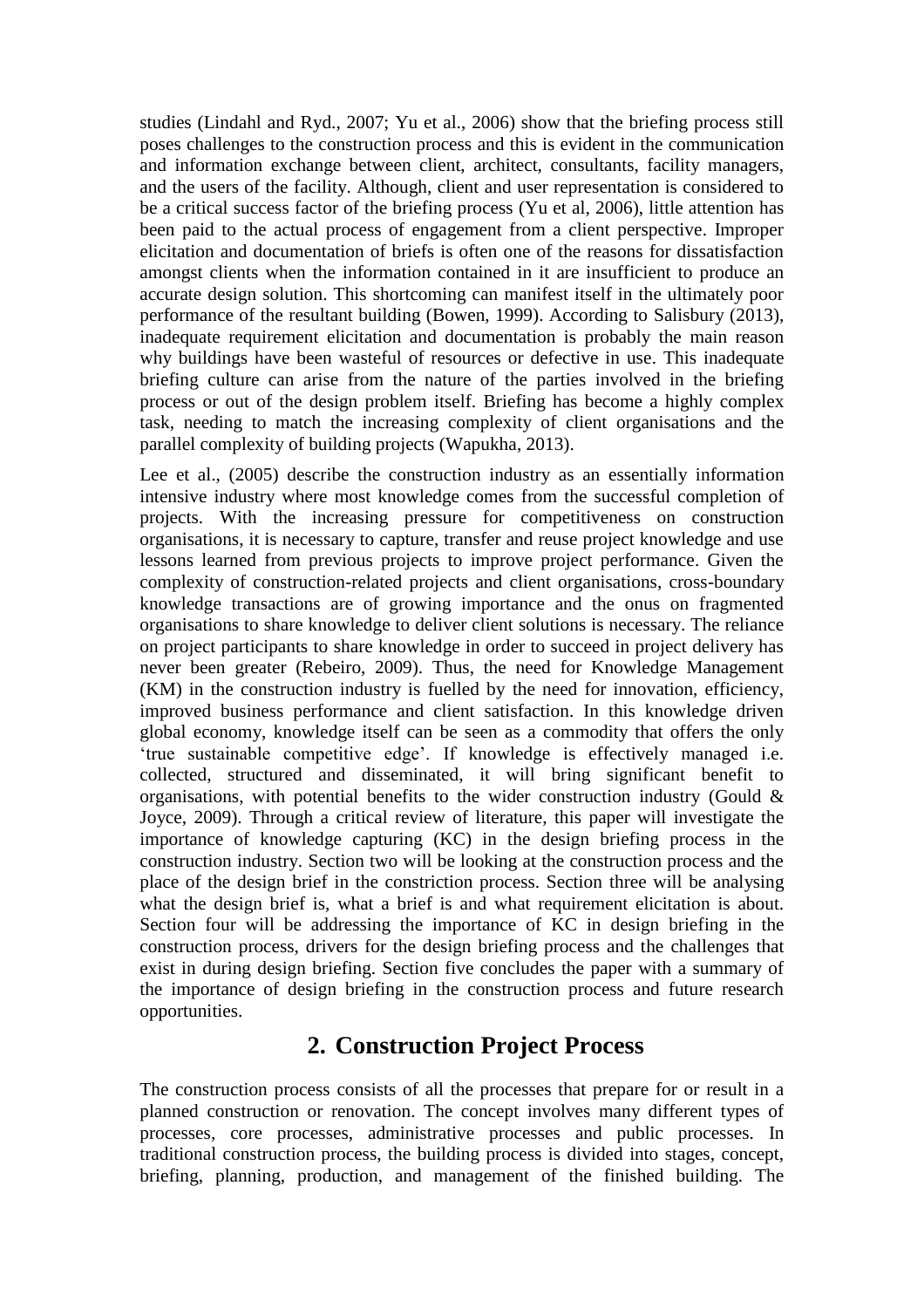studies (Lindahl and Ryd., 2007; Yu et al., 2006) show that the briefing process still poses challenges to the construction process and this is evident in the communication and information exchange between client, architect, consultants, facility managers, and the users of the facility. Although, client and user representation is considered to be a critical success factor of the briefing process (Yu et al, 2006), little attention has been paid to the actual process of engagement from a client perspective. Improper elicitation and documentation of briefs is often one of the reasons for dissatisfaction amongst clients when the information contained in it are insufficient to produce an accurate design solution. This shortcoming can manifest itself in the ultimately poor performance of the resultant building (Bowen, 1999). According to Salisbury (2013), inadequate requirement elicitation and documentation is probably the main reason why buildings have been wasteful of resources or defective in use. This inadequate briefing culture can arise from the nature of the parties involved in the briefing process or out of the design problem itself. Briefing has become a highly complex task, needing to match the increasing complexity of client organisations and the parallel complexity of building projects (Wapukha, 2013).

Lee et al., (2005) describe the construction industry as an essentially information intensive industry where most knowledge comes from the successful completion of projects. With the increasing pressure for competitiveness on construction organisations, it is necessary to capture, transfer and reuse project knowledge and use lessons learned from previous projects to improve project performance. Given the complexity of construction-related projects and client organisations, cross-boundary knowledge transactions are of growing importance and the onus on fragmented organisations to share knowledge to deliver client solutions is necessary. The reliance on project participants to share knowledge in order to succeed in project delivery has never been greater (Rebeiro, 2009). Thus, the need for Knowledge Management (KM) in the construction industry is fuelled by the need for innovation, efficiency, improved business performance and client satisfaction. In this knowledge driven global economy, knowledge itself can be seen as a commodity that offers the only 'true sustainable competitive edge'. If knowledge is effectively managed i.e. collected, structured and disseminated, it will bring significant benefit to organisations, with potential benefits to the wider construction industry (Gould & Joyce, 2009). Through a critical review of literature, this paper will investigate the importance of knowledge capturing (KC) in the design briefing process in the construction industry. Section two will be looking at the construction process and the place of the design brief in the constriction process. Section three will be analysing what the design brief is, what a brief is and what requirement elicitation is about. Section four will be addressing the importance of KC in design briefing in the construction process, drivers for the design briefing process and the challenges that exist in during design briefing. Section five concludes the paper with a summary of the importance of design briefing in the construction process and future research opportunities.

## 2. Construction Project Process

The construction process consists of all the processes that prepare for or result in a planned construction or renovation. The concept involves many different types of processes, core processes, administrative processes and public processes. In traditional construction process, the building process is divided into stages, concept, briefing, planning, production, and management of the finished building. The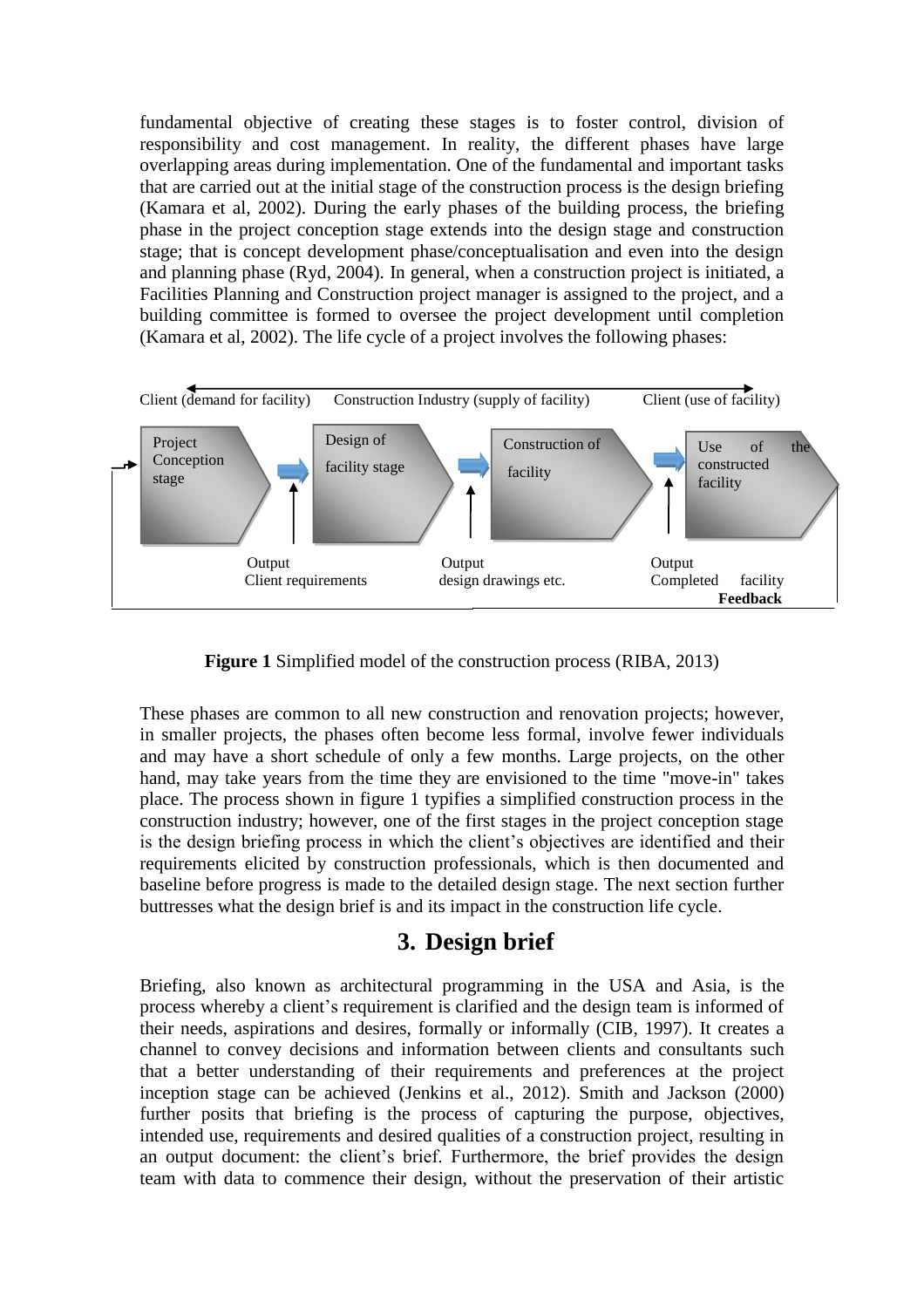fundamental objective of creating these stages is to foster control, division of responsibility and cost management. In reality, the different phases have large overlapping areas during implementation. One of the fundamental and important tasks that are carried out at the initial stage of the construction process is the design briefing (Kamara et al, 2002). During the early phases of the building process, the briefing phase in the project conception stage extends into the design stage and construction stage; that is concept development phase/conceptualisation and even into the design and planning phase (Ryd, 2004). In general, when a construction project is initiated, a Facilities Planning and Construction project manager is assigned to the project, and a building committee is formed to oversee the project development until completion (Kamara et al, 2002). The life cycle of a project involves the following phases:

Client (demand for facility) — Construction Industry (supply of facility) — Client (use of facility)

Project Conception stage → Design of facility stage → Construction of facility → Use of the constructed facility

Output: Client requirements | Output: design drawings etc. | Output: Completed facility

**Feedback**

**Figure 1** Simplified model of the construction process (RIBA, 2013)

These phases are common to all new construction and renovation projects; however, in smaller projects, the phases often become less formal, involve fewer individuals and may have a short schedule of only a few months. Large projects, on the other hand, may take years from the time they are envisioned to the time "move-in" takes place. The process shown in figure 1 typifies a simplified construction process in the construction industry; however, one of the first stages in the project conception stage is the design briefing process in which the client's objectives are identified and their requirements elicited by construction professionals, which is then documented and baseline before progress is made to the detailed design stage. The next section further buttresses what the design brief is and its impact in the construction life cycle.

## 3. Design brief

Briefing, also known as architectural programming in the USA and Asia, is the process whereby a client's requirement is clarified and the design team is informed of their needs, aspirations and desires, formally or informally (CIB, 1997). It creates a channel to convey decisions and information between clients and consultants such that a better understanding of their requirements and preferences at the project inception stage can be achieved (Jenkins et al., 2012). Smith and Jackson (2000) further posits that briefing is the process of capturing the purpose, objectives, intended use, requirements and desired qualities of a construction project, resulting in an output document: the client's brief. Furthermore, the brief provides the design team with data to commence their design, without the preservation of their artistic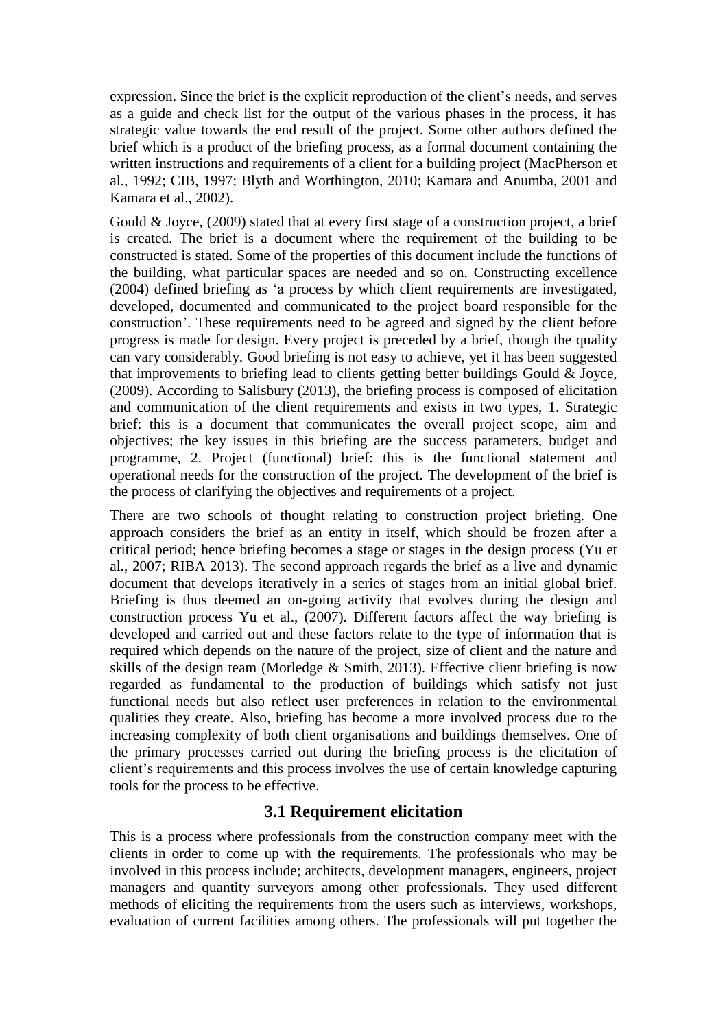expression. Since the brief is the explicit reproduction of the client's needs, and serves as a guide and check list for the output of the various phases in the process, it has strategic value towards the end result of the project. Some other authors defined the brief which is a product of the briefing process, as a formal document containing the written instructions and requirements of a client for a building project (MacPherson et al., 1992; CIB, 1997; Blyth and Worthington, 2010; Kamara and Anumba, 2001 and Kamara et al., 2002).

Gould & Joyce, (2009) stated that at every first stage of a construction project, a brief is created. The brief is a document where the requirement of the building to be constructed is stated. Some of the properties of this document include the functions of the building, what particular spaces are needed and so on. Constructing excellence (2004) defined briefing as 'a process by which client requirements are investigated, developed, documented and communicated to the project board responsible for the construction'. These requirements need to be agreed and signed by the client before progress is made for design. Every project is preceded by a brief, though the quality can vary considerably. Good briefing is not easy to achieve, yet it has been suggested that improvements to briefing lead to clients getting better buildings Gould & Joyce, (2009). According to Salisbury (2013), the briefing process is composed of elicitation and communication of the client requirements and exists in two types, 1. Strategic brief: this is a document that communicates the overall project scope, aim and objectives; the key issues in this briefing are the success parameters, budget and programme, 2. Project (functional) brief: this is the functional statement and operational needs for the construction of the project. The development of the brief is the process of clarifying the objectives and requirements of a project.

There are two schools of thought relating to construction project briefing. One approach considers the brief as an entity in itself, which should be frozen after a critical period; hence briefing becomes a stage or stages in the design process (Yu et al., 2007; RIBA 2013). The second approach regards the brief as a live and dynamic document that develops iteratively in a series of stages from an initial global brief. Briefing is thus deemed an on-going activity that evolves during the design and construction process Yu et al., (2007). Different factors affect the way briefing is developed and carried out and these factors relate to the type of information that is required which depends on the nature of the project, size of client and the nature and skills of the design team (Morledge & Smith, 2013). Effective client briefing is now regarded as fundamental to the production of buildings which satisfy not just functional needs but also reflect user preferences in relation to the environmental qualities they create. Also, briefing has become a more involved process due to the increasing complexity of both client organisations and buildings themselves. One of the primary processes carried out during the briefing process is the elicitation of client's requirements and this process involves the use of certain knowledge capturing tools for the process to be effective.

## 3.1 Requirement elicitation

This is a process where professionals from the construction company meet with the clients in order to come up with the requirements. The professionals who may be involved in this process include; architects, development managers, engineers, project managers and quantity surveyors among other professionals. They used different methods of eliciting the requirements from the users such as interviews, workshops, evaluation of current facilities among others. The professionals will put together the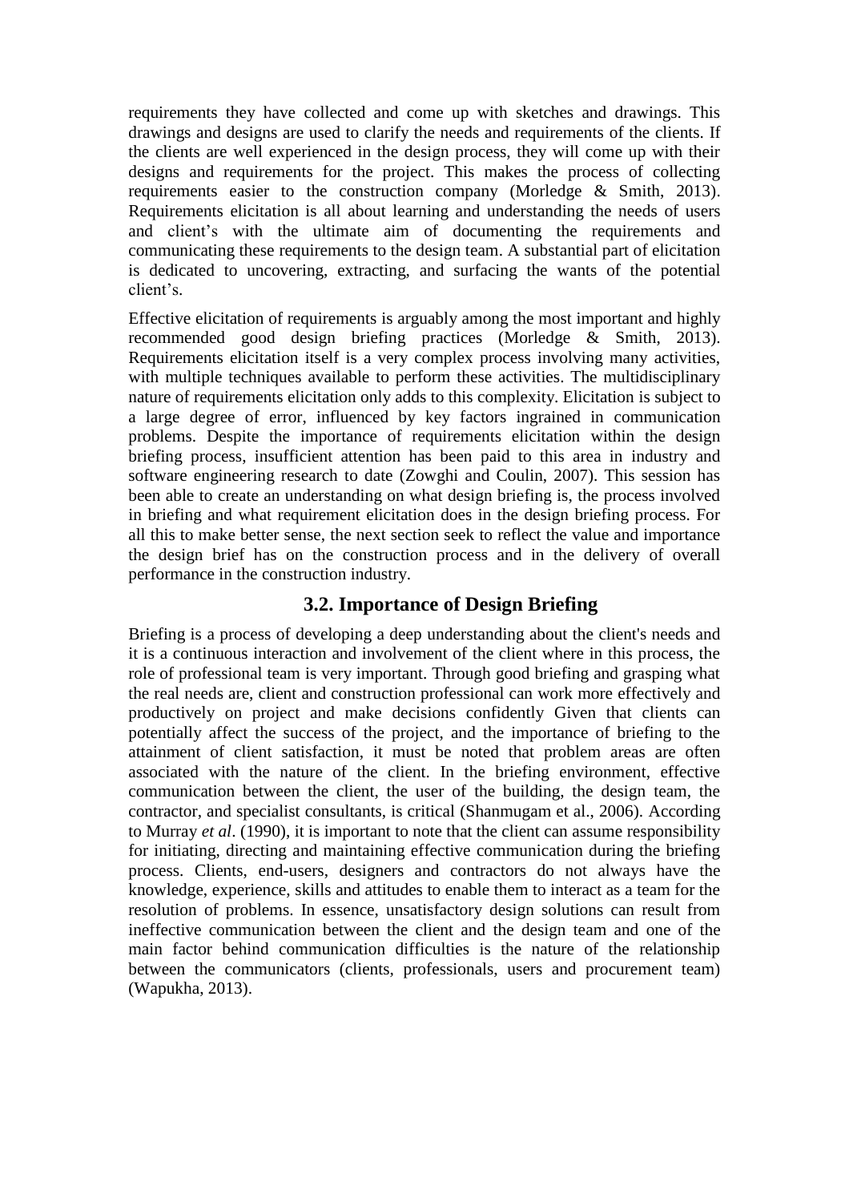requirements they have collected and come up with sketches and drawings. This drawings and designs are used to clarify the needs and requirements of the clients. If the clients are well experienced in the design process, they will come up with their designs and requirements for the project. This makes the process of collecting requirements easier to the construction company (Morledge & Smith, 2013). Requirements elicitation is all about learning and understanding the needs of users and client's with the ultimate aim of documenting the requirements and communicating these requirements to the design team. A substantial part of elicitation is dedicated to uncovering, extracting, and surfacing the wants of the potential client's.

Effective elicitation of requirements is arguably among the most important and highly recommended good design briefing practices (Morledge & Smith, 2013). Requirements elicitation itself is a very complex process involving many activities, with multiple techniques available to perform these activities. The multidisciplinary nature of requirements elicitation only adds to this complexity. Elicitation is subject to a large degree of error, influenced by key factors ingrained in communication problems. Despite the importance of requirements elicitation within the design briefing process, insufficient attention has been paid to this area in industry and software engineering research to date (Zowghi and Coulin, 2007). This session has been able to create an understanding on what design briefing is, the process involved in briefing and what requirement elicitation does in the design briefing process. For all this to make better sense, the next section seek to reflect the value and importance the design brief has on the construction process and in the delivery of overall performance in the construction industry.

## 3.2. Importance of Design Briefing

Briefing is a process of developing a deep understanding about the client's needs and it is a continuous interaction and involvement of the client where in this process, the role of professional team is very important. Through good briefing and grasping what the real needs are, client and construction professional can work more effectively and productively on project and make decisions confidently Given that clients can potentially affect the success of the project, and the importance of briefing to the attainment of client satisfaction, it must be noted that problem areas are often associated with the nature of the client. In the briefing environment, effective communication between the client, the user of the building, the design team, the contractor, and specialist consultants, is critical (Shanmugam et al., 2006). According to Murray *et al*. (1990), it is important to note that the client can assume responsibility for initiating, directing and maintaining effective communication during the briefing process. Clients, end-users, designers and contractors do not always have the knowledge, experience, skills and attitudes to enable them to interact as a team for the resolution of problems. In essence, unsatisfactory design solutions can result from ineffective communication between the client and the design team and one of the main factor behind communication difficulties is the nature of the relationship between the communicators (clients, professionals, users and procurement team) (Wapukha, 2013).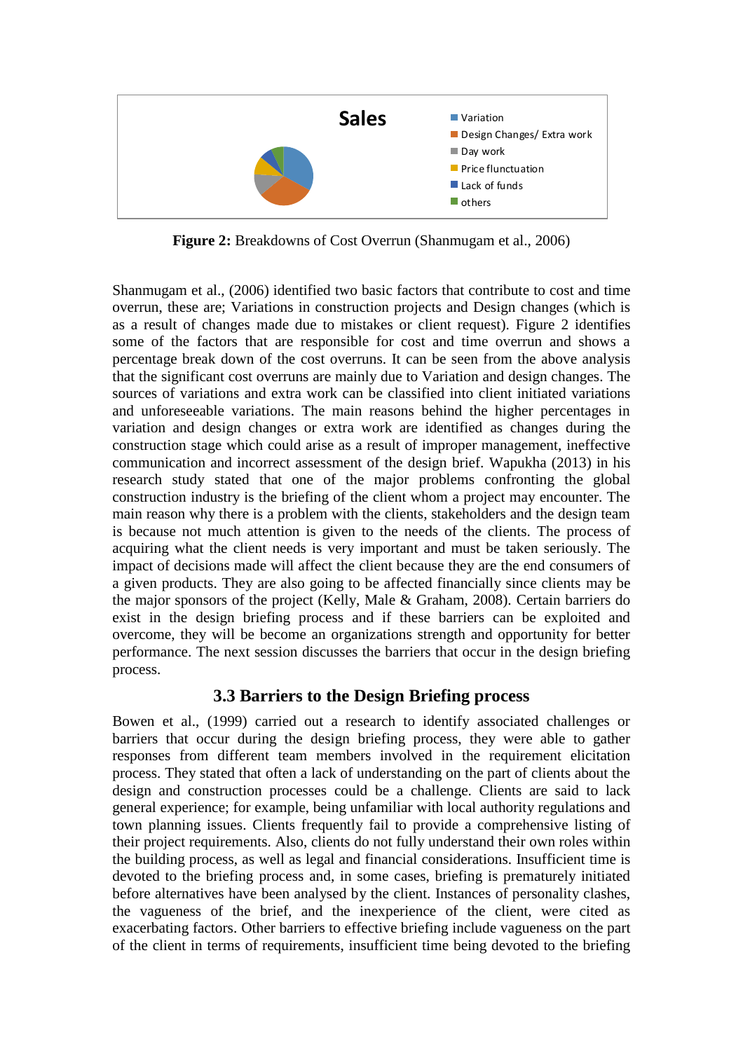Sales

- Variation
- Design Changes/ Extra work
- Day work
- Price flunctuation
- Lack of funds
- others

**Figure 2:** Breakdowns of Cost Overrun (Shanmugam et al., 2006)

Shanmugam et al., (2006) identified two basic factors that contribute to cost and time overrun, these are; Variations in construction projects and Design changes (which is as a result of changes made due to mistakes or client request). Figure 2 identifies some of the factors that are responsible for cost and time overrun and shows a percentage break down of the cost overruns. It can be seen from the above analysis that the significant cost overruns are mainly due to Variation and design changes. The sources of variations and extra work can be classified into client initiated variations and unforeseeable variations. The main reasons behind the higher percentages in variation and design changes or extra work are identified as changes during the construction stage which could arise as a result of improper management, ineffective communication and incorrect assessment of the design brief. Wapukha (2013) in his research study stated that one of the major problems confronting the global construction industry is the briefing of the client whom a project may encounter. The main reason why there is a problem with the clients, stakeholders and the design team is because not much attention is given to the needs of the clients. The process of acquiring what the client needs is very important and must be taken seriously. The impact of decisions made will affect the client because they are the end consumers of a given products. They are also going to be affected financially since clients may be the major sponsors of the project (Kelly, Male & Graham, 2008). Certain barriers do exist in the design briefing process and if these barriers can be exploited and overcome, they will be become an organizations strength and opportunity for better performance. The next session discusses the barriers that occur in the design briefing process.

## 3.3 Barriers to the Design Briefing process

Bowen et al., (1999) carried out a research to identify associated challenges or barriers that occur during the design briefing process, they were able to gather responses from different team members involved in the requirement elicitation process. They stated that often a lack of understanding on the part of clients about the design and construction processes could be a challenge. Clients are said to lack general experience; for example, being unfamiliar with local authority regulations and town planning issues. Clients frequently fail to provide a comprehensive listing of their project requirements. Also, clients do not fully understand their own roles within the building process, as well as legal and financial considerations. Insufficient time is devoted to the briefing process and, in some cases, briefing is prematurely initiated before alternatives have been analysed by the client. Instances of personality clashes, the vagueness of the brief, and the inexperience of the client, were cited as exacerbating factors. Other barriers to effective briefing include vagueness on the part of the client in terms of requirements, insufficient time being devoted to the briefing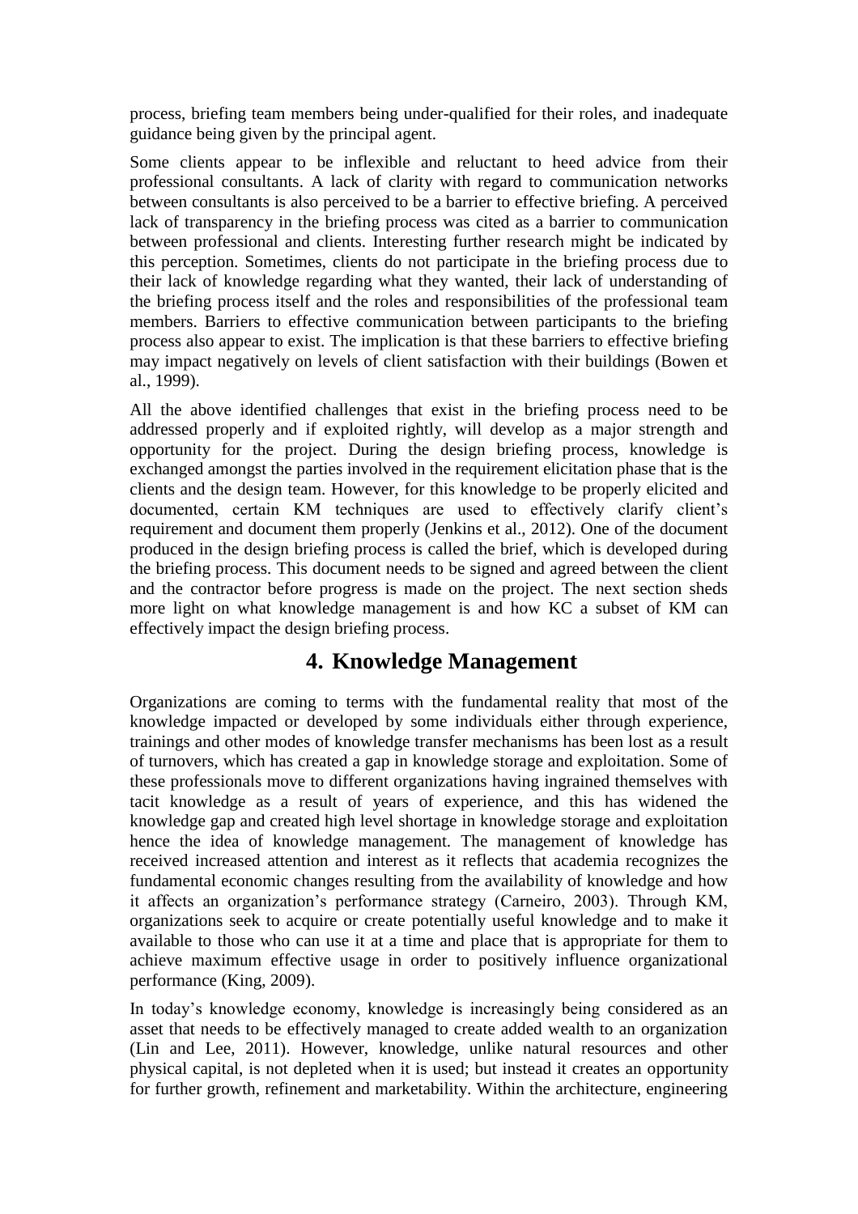process, briefing team members being under-qualified for their roles, and inadequate guidance being given by the principal agent.

Some clients appear to be inflexible and reluctant to heed advice from their professional consultants. A lack of clarity with regard to communication networks between consultants is also perceived to be a barrier to effective briefing. A perceived lack of transparency in the briefing process was cited as a barrier to communication between professional and clients. Interesting further research might be indicated by this perception. Sometimes, clients do not participate in the briefing process due to their lack of knowledge regarding what they wanted, their lack of understanding of the briefing process itself and the roles and responsibilities of the professional team members. Barriers to effective communication between participants to the briefing process also appear to exist. The implication is that these barriers to effective briefing may impact negatively on levels of client satisfaction with their buildings (Bowen et al., 1999).

All the above identified challenges that exist in the briefing process need to be addressed properly and if exploited rightly, will develop as a major strength and opportunity for the project. During the design briefing process, knowledge is exchanged amongst the parties involved in the requirement elicitation phase that is the clients and the design team. However, for this knowledge to be properly elicited and documented, certain KM techniques are used to effectively clarify client's requirement and document them properly (Jenkins et al., 2012). One of the document produced in the design briefing process is called the brief, which is developed during the briefing process. This document needs to be signed and agreed between the client and the contractor before progress is made on the project. The next section sheds more light on what knowledge management is and how KC a subset of KM can effectively impact the design briefing process.

# 4. Knowledge Management

Organizations are coming to terms with the fundamental reality that most of the knowledge impacted or developed by some individuals either through experience, trainings and other modes of knowledge transfer mechanisms has been lost as a result of turnovers, which has created a gap in knowledge storage and exploitation. Some of these professionals move to different organizations having ingrained themselves with tacit knowledge as a result of years of experience, and this has widened the knowledge gap and created high level shortage in knowledge storage and exploitation hence the idea of knowledge management. The management of knowledge has received increased attention and interest as it reflects that academia recognizes the fundamental economic changes resulting from the availability of knowledge and how it affects an organization's performance strategy (Carneiro, 2003). Through KM, organizations seek to acquire or create potentially useful knowledge and to make it available to those who can use it at a time and place that is appropriate for them to achieve maximum effective usage in order to positively influence organizational performance (King, 2009).

In today's knowledge economy, knowledge is increasingly being considered as an asset that needs to be effectively managed to create added wealth to an organization (Lin and Lee, 2011). However, knowledge, unlike natural resources and other physical capital, is not depleted when it is used; but instead it creates an opportunity for further growth, refinement and marketability. Within the architecture, engineering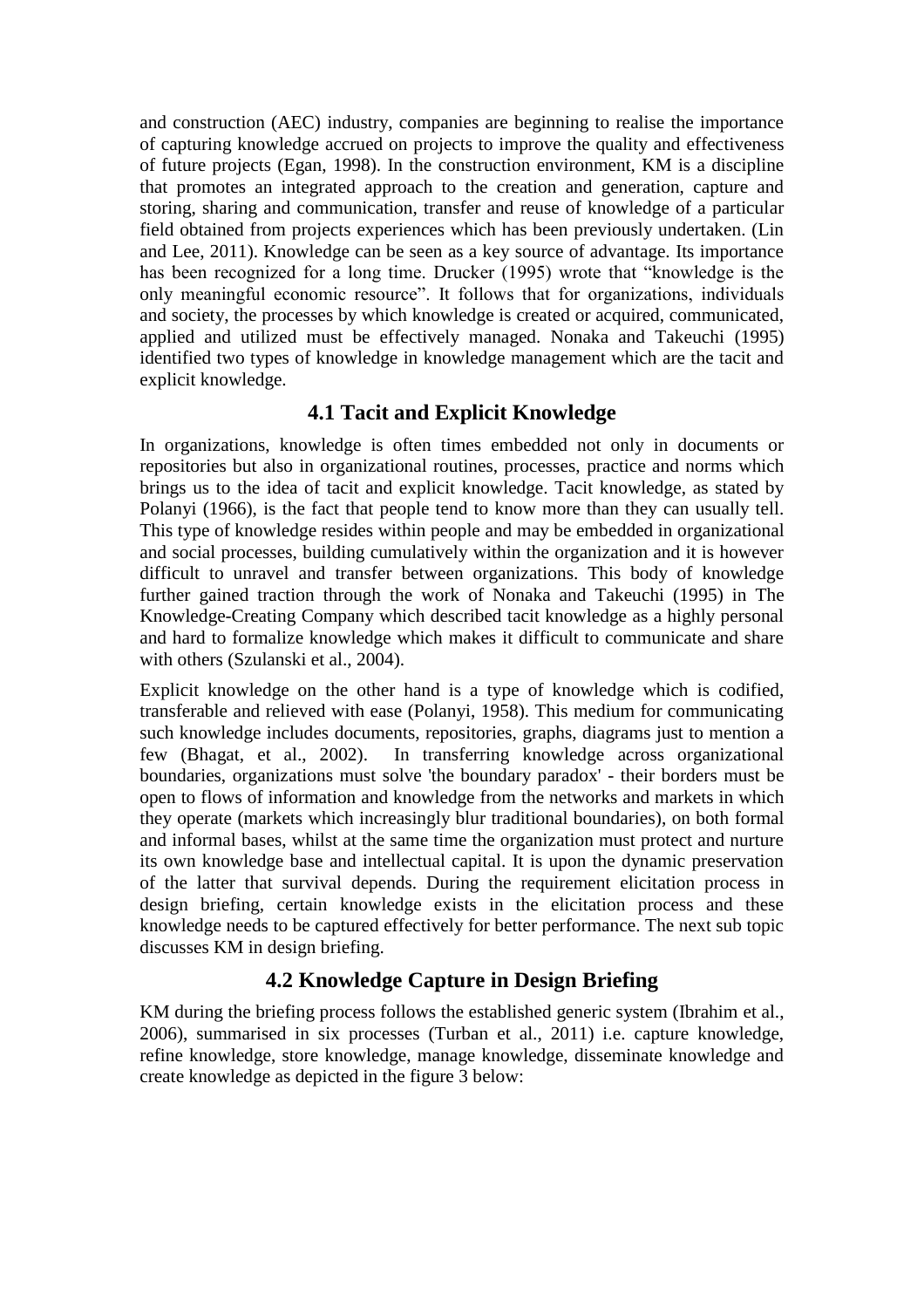and construction (AEC) industry, companies are beginning to realise the importance of capturing knowledge accrued on projects to improve the quality and effectiveness of future projects (Egan, 1998). In the construction environment, KM is a discipline that promotes an integrated approach to the creation and generation, capture and storing, sharing and communication, transfer and reuse of knowledge of a particular field obtained from projects experiences which has been previously undertaken. (Lin and Lee, 2011). Knowledge can be seen as a key source of advantage. Its importance has been recognized for a long time. Drucker (1995) wrote that "knowledge is the only meaningful economic resource". It follows that for organizations, individuals and society, the processes by which knowledge is created or acquired, communicated, applied and utilized must be effectively managed. Nonaka and Takeuchi (1995) identified two types of knowledge in knowledge management which are the tacit and explicit knowledge.

## 4.1 Tacit and Explicit Knowledge

In organizations, knowledge is often times embedded not only in documents or repositories but also in organizational routines, processes, practice and norms which brings us to the idea of tacit and explicit knowledge. Tacit knowledge, as stated by Polanyi (1966), is the fact that people tend to know more than they can usually tell. This type of knowledge resides within people and may be embedded in organizational and social processes, building cumulatively within the organization and it is however difficult to unravel and transfer between organizations. This body of knowledge further gained traction through the work of Nonaka and Takeuchi (1995) in The Knowledge-Creating Company which described tacit knowledge as a highly personal and hard to formalize knowledge which makes it difficult to communicate and share with others (Szulanski et al., 2004).

Explicit knowledge on the other hand is a type of knowledge which is codified, transferable and relieved with ease (Polanyi, 1958). This medium for communicating such knowledge includes documents, repositories, graphs, diagrams just to mention a few (Bhagat, et al., 2002). In transferring knowledge across organizational boundaries, organizations must solve 'the boundary paradox' - their borders must be open to flows of information and knowledge from the networks and markets in which they operate (markets which increasingly blur traditional boundaries), on both formal and informal bases, whilst at the same time the organization must protect and nurture its own knowledge base and intellectual capital. It is upon the dynamic preservation of the latter that survival depends. During the requirement elicitation process in design briefing, certain knowledge exists in the elicitation process and these knowledge needs to be captured effectively for better performance. The next sub topic discusses KM in design briefing.

## 4.2 Knowledge Capture in Design Briefing

KM during the briefing process follows the established generic system (Ibrahim et al., 2006), summarised in six processes (Turban et al., 2011) i.e. capture knowledge, refine knowledge, store knowledge, manage knowledge, disseminate knowledge and create knowledge as depicted in the figure 3 below: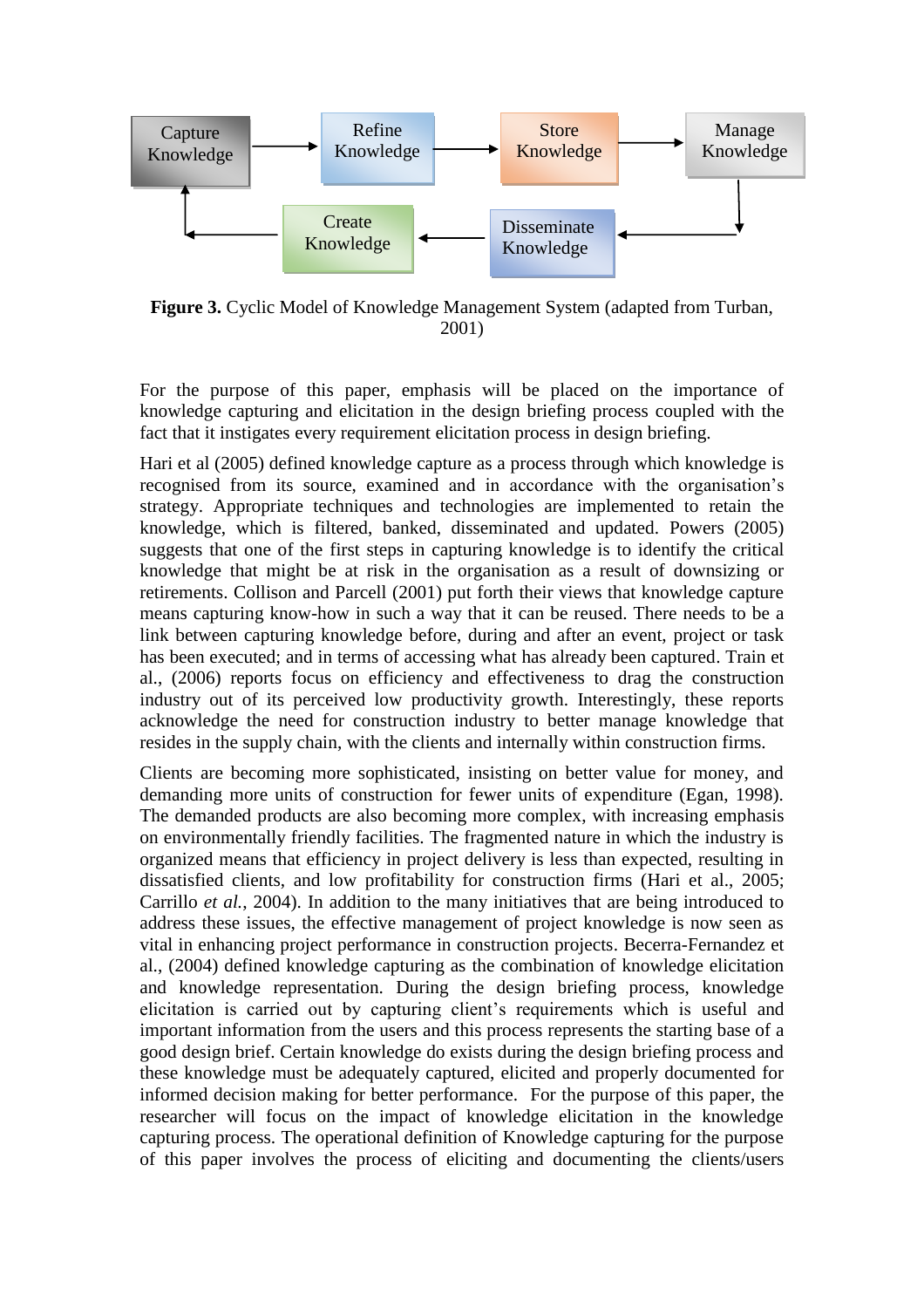**Figure 3.** Cyclic Model of Knowledge Management System (adapted from Turban, 2001)

For the purpose of this paper, emphasis will be placed on the importance of knowledge capturing and elicitation in the design briefing process coupled with the fact that it instigates every requirement elicitation process in design briefing.

Hari et al (2005) defined knowledge capture as a process through which knowledge is recognised from its source, examined and in accordance with the organisation's strategy. Appropriate techniques and technologies are implemented to retain the knowledge, which is filtered, banked, disseminated and updated. Powers (2005) suggests that one of the first steps in capturing knowledge is to identify the critical knowledge that might be at risk in the organisation as a result of downsizing or retirements. Collison and Parcell (2001) put forth their views that knowledge capture means capturing know-how in such a way that it can be reused. There needs to be a link between capturing knowledge before, during and after an event, project or task has been executed; and in terms of accessing what has already been captured. Train et al., (2006) reports focus on efficiency and effectiveness to drag the construction industry out of its perceived low productivity growth. Interestingly, these reports acknowledge the need for construction industry to better manage knowledge that resides in the supply chain, with the clients and internally within construction firms.

Clients are becoming more sophisticated, insisting on better value for money, and demanding more units of construction for fewer units of expenditure (Egan, 1998). The demanded products are also becoming more complex, with increasing emphasis on environmentally friendly facilities. The fragmented nature in which the industry is organized means that efficiency in project delivery is less than expected, resulting in dissatisfied clients, and low profitability for construction firms (Hari et al., 2005; Carrillo *et al.*, 2004). In addition to the many initiatives that are being introduced to address these issues, the effective management of project knowledge is now seen as vital in enhancing project performance in construction projects. Becerra-Fernandez et al., (2004) defined knowledge capturing as the combination of knowledge elicitation and knowledge representation. During the design briefing process, knowledge elicitation is carried out by capturing client's requirements which is useful and important information from the users and this process represents the starting base of a good design brief. Certain knowledge do exists during the design briefing process and these knowledge must be adequately captured, elicited and properly documented for informed decision making for better performance. For the purpose of this paper, the researcher will focus on the impact of knowledge elicitation in the knowledge capturing process. The operational definition of Knowledge capturing for the purpose of this paper involves the process of eliciting and documenting the clients/users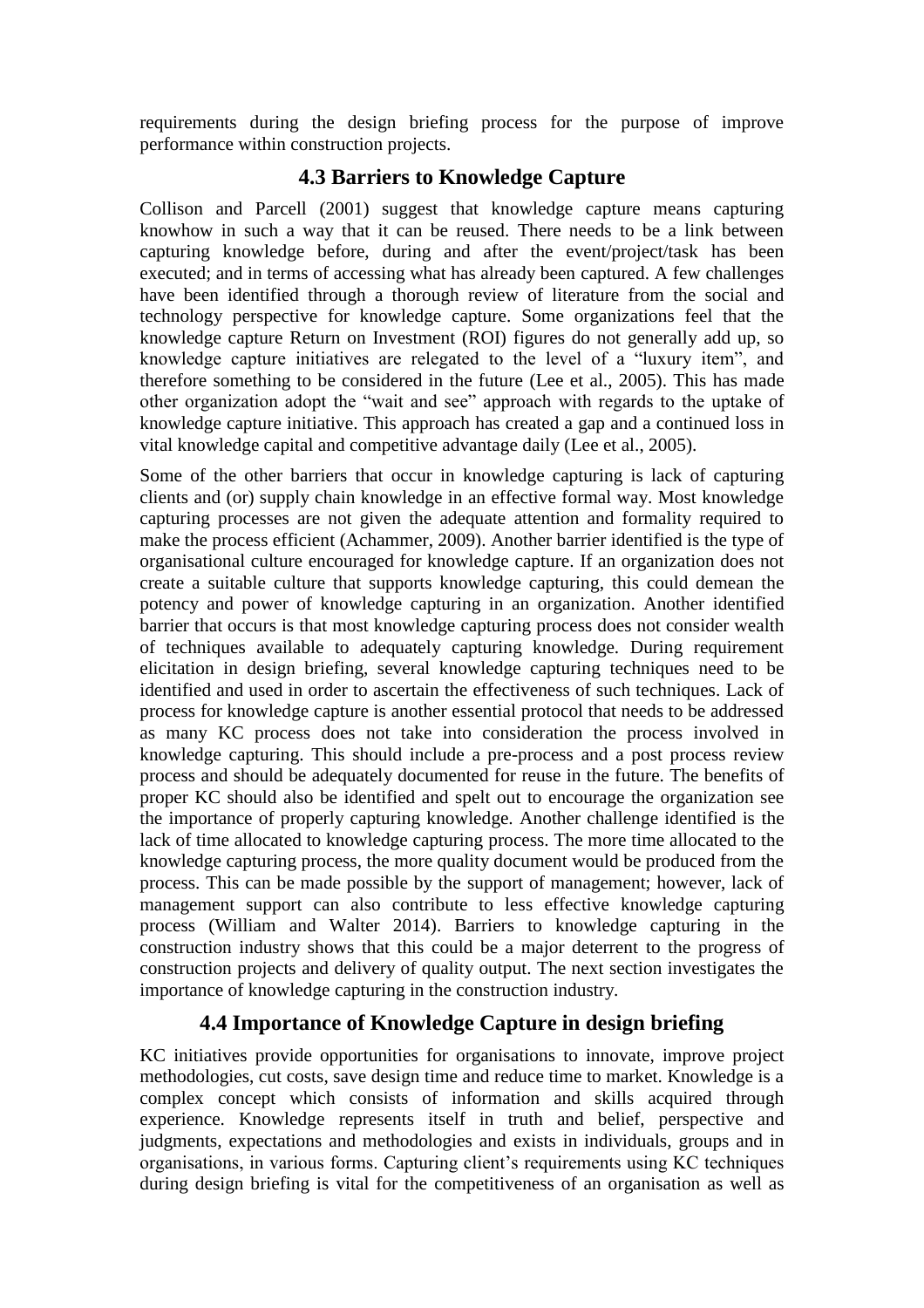requirements during the design briefing process for the purpose of improve performance within construction projects.

## 4.3 Barriers to Knowledge Capture

Collison and Parcell (2001) suggest that knowledge capture means capturing knowhow in such a way that it can be reused. There needs to be a link between capturing knowledge before, during and after the event/project/task has been executed; and in terms of accessing what has already been captured. A few challenges have been identified through a thorough review of literature from the social and technology perspective for knowledge capture. Some organizations feel that the knowledge capture Return on Investment (ROI) figures do not generally add up, so knowledge capture initiatives are relegated to the level of a "luxury item", and therefore something to be considered in the future (Lee et al., 2005). This has made other organization adopt the "wait and see" approach with regards to the uptake of knowledge capture initiative. This approach has created a gap and a continued loss in vital knowledge capital and competitive advantage daily (Lee et al., 2005).

Some of the other barriers that occur in knowledge capturing is lack of capturing clients and (or) supply chain knowledge in an effective formal way. Most knowledge capturing processes are not given the adequate attention and formality required to make the process efficient (Achammer, 2009). Another barrier identified is the type of organisational culture encouraged for knowledge capture. If an organization does not create a suitable culture that supports knowledge capturing, this could demean the potency and power of knowledge capturing in an organization. Another identified barrier that occurs is that most knowledge capturing process does not consider wealth of techniques available to adequately capturing knowledge. During requirement elicitation in design briefing, several knowledge capturing techniques need to be identified and used in order to ascertain the effectiveness of such techniques. Lack of process for knowledge capture is another essential protocol that needs to be addressed as many KC process does not take into consideration the process involved in knowledge capturing. This should include a pre-process and a post process review process and should be adequately documented for reuse in the future. The benefits of proper KC should also be identified and spelt out to encourage the organization see the importance of properly capturing knowledge. Another challenge identified is the lack of time allocated to knowledge capturing process. The more time allocated to the knowledge capturing process, the more quality document would be produced from the process. This can be made possible by the support of management; however, lack of management support can also contribute to less effective knowledge capturing process (William and Walter 2014). Barriers to knowledge capturing in the construction industry shows that this could be a major deterrent to the progress of construction projects and delivery of quality output. The next section investigates the importance of knowledge capturing in the construction industry.

## 4.4 Importance of Knowledge Capture in design briefing

KC initiatives provide opportunities for organisations to innovate, improve project methodologies, cut costs, save design time and reduce time to market. Knowledge is a complex concept which consists of information and skills acquired through experience. Knowledge represents itself in truth and belief, perspective and judgments, expectations and methodologies and exists in individuals, groups and in organisations, in various forms. Capturing client's requirements using KC techniques during design briefing is vital for the competitiveness of an organisation as well as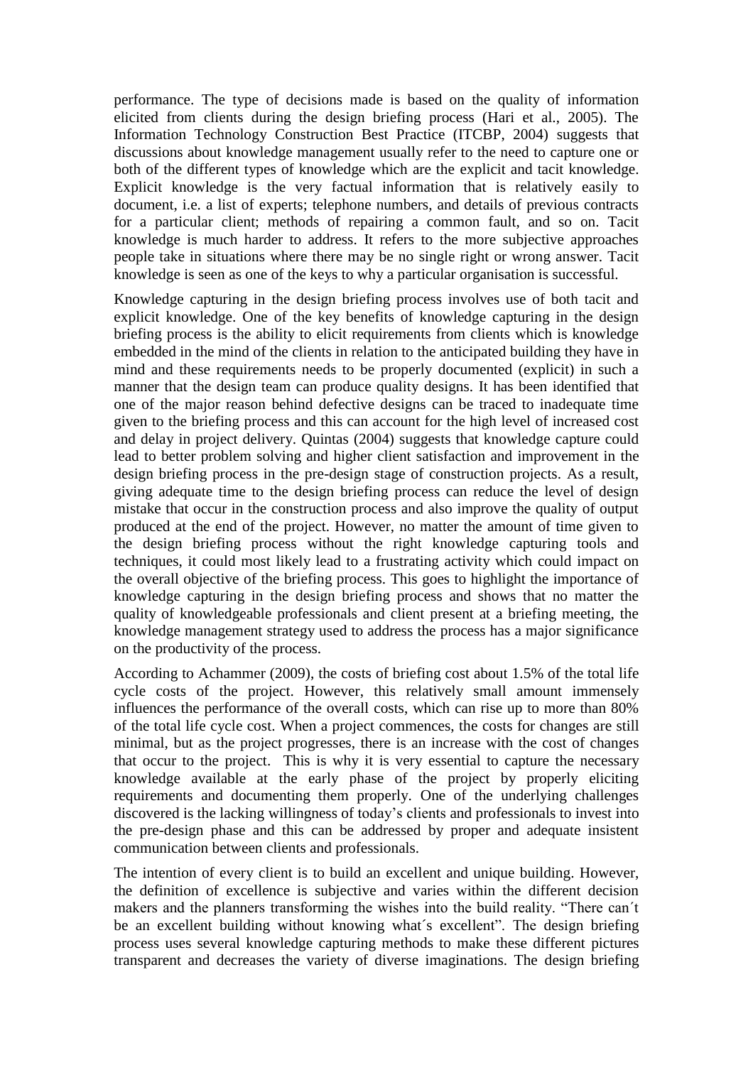performance. The type of decisions made is based on the quality of information elicited from clients during the design briefing process (Hari et al., 2005). The Information Technology Construction Best Practice (ITCBP, 2004) suggests that discussions about knowledge management usually refer to the need to capture one or both of the different types of knowledge which are the explicit and tacit knowledge. Explicit knowledge is the very factual information that is relatively easily to document, i.e. a list of experts; telephone numbers, and details of previous contracts for a particular client; methods of repairing a common fault, and so on. Tacit knowledge is much harder to address. It refers to the more subjective approaches people take in situations where there may be no single right or wrong answer. Tacit knowledge is seen as one of the keys to why a particular organisation is successful.

Knowledge capturing in the design briefing process involves use of both tacit and explicit knowledge. One of the key benefits of knowledge capturing in the design briefing process is the ability to elicit requirements from clients which is knowledge embedded in the mind of the clients in relation to the anticipated building they have in mind and these requirements needs to be properly documented (explicit) in such a manner that the design team can produce quality designs. It has been identified that one of the major reason behind defective designs can be traced to inadequate time given to the briefing process and this can account for the high level of increased cost and delay in project delivery. Quintas (2004) suggests that knowledge capture could lead to better problem solving and higher client satisfaction and improvement in the design briefing process in the pre-design stage of construction projects. As a result, giving adequate time to the design briefing process can reduce the level of design mistake that occur in the construction process and also improve the quality of output produced at the end of the project. However, no matter the amount of time given to the design briefing process without the right knowledge capturing tools and techniques, it could most likely lead to a frustrating activity which could impact on the overall objective of the briefing process. This goes to highlight the importance of knowledge capturing in the design briefing process and shows that no matter the quality of knowledgeable professionals and client present at a briefing meeting, the knowledge management strategy used to address the process has a major significance on the productivity of the process.

According to Achammer (2009), the costs of briefing cost about 1.5% of the total life cycle costs of the project. However, this relatively small amount immensely influences the performance of the overall costs, which can rise up to more than 80% of the total life cycle cost. When a project commences, the costs for changes are still minimal, but as the project progresses, there is an increase with the cost of changes that occur to the project. This is why it is very essential to capture the necessary knowledge available at the early phase of the project by properly eliciting requirements and documenting them properly. One of the underlying challenges discovered is the lacking willingness of today's clients and professionals to invest into the pre-design phase and this can be addressed by proper and adequate insistent communication between clients and professionals.

The intention of every client is to build an excellent and unique building. However, the definition of excellence is subjective and varies within the different decision makers and the planners transforming the wishes into the build reality. "There can´t be an excellent building without knowing what´s excellent". The design briefing process uses several knowledge capturing methods to make these different pictures transparent and decreases the variety of diverse imaginations. The design briefing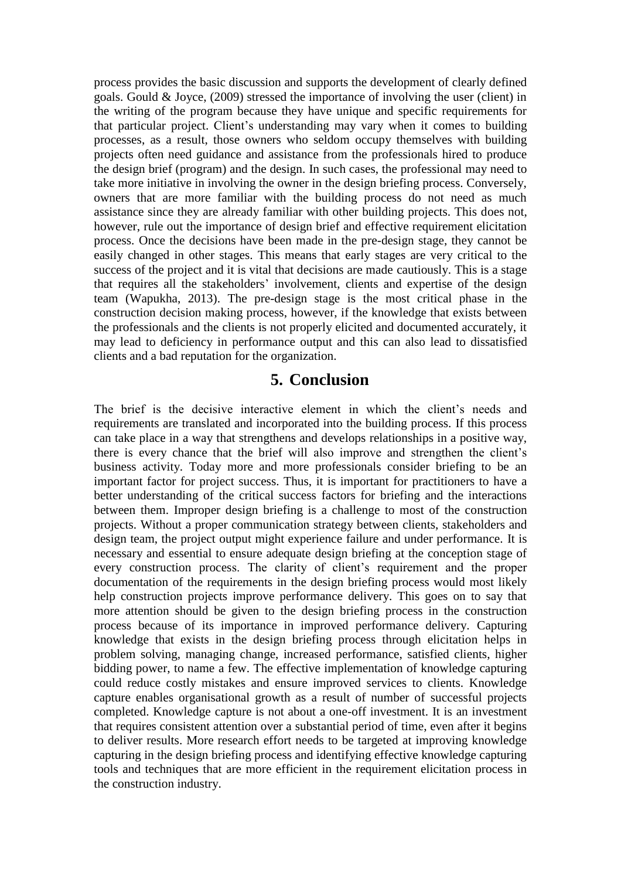process provides the basic discussion and supports the development of clearly defined goals. Gould & Joyce, (2009) stressed the importance of involving the user (client) in the writing of the program because they have unique and specific requirements for that particular project. Client's understanding may vary when it comes to building processes, as a result, those owners who seldom occupy themselves with building projects often need guidance and assistance from the professionals hired to produce the design brief (program) and the design. In such cases, the professional may need to take more initiative in involving the owner in the design briefing process. Conversely, owners that are more familiar with the building process do not need as much assistance since they are already familiar with other building projects. This does not, however, rule out the importance of design brief and effective requirement elicitation process. Once the decisions have been made in the pre-design stage, they cannot be easily changed in other stages. This means that early stages are very critical to the success of the project and it is vital that decisions are made cautiously. This is a stage that requires all the stakeholders' involvement, clients and expertise of the design team (Wapukha, 2013). The pre-design stage is the most critical phase in the construction decision making process, however, if the knowledge that exists between the professionals and the clients is not properly elicited and documented accurately, it may lead to deficiency in performance output and this can also lead to dissatisfied clients and a bad reputation for the organization.

# 5. Conclusion

The brief is the decisive interactive element in which the client's needs and requirements are translated and incorporated into the building process. If this process can take place in a way that strengthens and develops relationships in a positive way, there is every chance that the brief will also improve and strengthen the client's business activity. Today more and more professionals consider briefing to be an important factor for project success. Thus, it is important for practitioners to have a better understanding of the critical success factors for briefing and the interactions between them. Improper design briefing is a challenge to most of the construction projects. Without a proper communication strategy between clients, stakeholders and design team, the project output might experience failure and under performance. It is necessary and essential to ensure adequate design briefing at the conception stage of every construction process. The clarity of client's requirement and the proper documentation of the requirements in the design briefing process would most likely help construction projects improve performance delivery. This goes on to say that more attention should be given to the design briefing process in the construction process because of its importance in improved performance delivery. Capturing knowledge that exists in the design briefing process through elicitation helps in problem solving, managing change, increased performance, satisfied clients, higher bidding power, to name a few. The effective implementation of knowledge capturing could reduce costly mistakes and ensure improved services to clients. Knowledge capture enables organisational growth as a result of number of successful projects completed. Knowledge capture is not about a one-off investment. It is an investment that requires consistent attention over a substantial period of time, even after it begins to deliver results. More research effort needs to be targeted at improving knowledge capturing in the design briefing process and identifying effective knowledge capturing tools and techniques that are more efficient in the requirement elicitation process in the construction industry.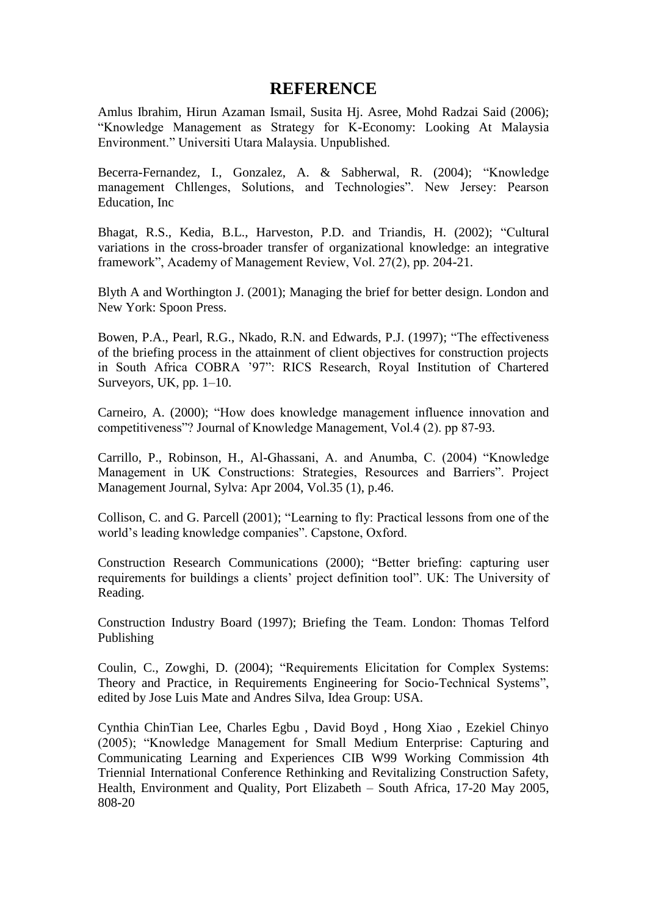# REFERENCE

Amlus Ibrahim, Hirun Azaman Ismail, Susita Hj. Asree, Mohd Radzai Said (2006); "Knowledge Management as Strategy for K-Economy: Looking At Malaysia Environment." Universiti Utara Malaysia. Unpublished.

Becerra-Fernandez, I., Gonzalez, A. & Sabherwal, R. (2004); "Knowledge management Chllenges, Solutions, and Technologies". New Jersey: Pearson Education, Inc

Bhagat, R.S., Kedia, B.L., Harveston, P.D. and Triandis, H. (2002); "Cultural variations in the cross-broader transfer of organizational knowledge: an integrative framework", Academy of Management Review, Vol. 27(2), pp. 204-21.

Blyth A and Worthington J. (2001); Managing the brief for better design. London and New York: Spoon Press.

Bowen, P.A., Pearl, R.G., Nkado, R.N. and Edwards, P.J. (1997); "The effectiveness of the briefing process in the attainment of client objectives for construction projects in South Africa COBRA '97": RICS Research, Royal Institution of Chartered Surveyors, UK, pp. 1–10.

Carneiro, A. (2000); "How does knowledge management influence innovation and competitiveness"? Journal of Knowledge Management, Vol.4 (2). pp 87-93.

Carrillo, P., Robinson, H., Al-Ghassani, A. and Anumba, C. (2004) "Knowledge Management in UK Constructions: Strategies, Resources and Barriers". Project Management Journal, Sylva: Apr 2004, Vol.35 (1), p.46.

Collison, C. and G. Parcell (2001); "Learning to fly: Practical lessons from one of the world's leading knowledge companies". Capstone, Oxford.

Construction Research Communications (2000); "Better briefing: capturing user requirements for buildings a clients' project definition tool". UK: The University of Reading.

Construction Industry Board (1997); Briefing the Team. London: Thomas Telford Publishing

Coulin, C., Zowghi, D. (2004); "Requirements Elicitation for Complex Systems: Theory and Practice, in Requirements Engineering for Socio-Technical Systems", edited by Jose Luis Mate and Andres Silva, Idea Group: USA.

Cynthia ChinTian Lee, Charles Egbu , David Boyd , Hong Xiao , Ezekiel Chinyo (2005); "Knowledge Management for Small Medium Enterprise: Capturing and Communicating Learning and Experiences CIB W99 Working Commission 4th Triennial International Conference Rethinking and Revitalizing Construction Safety, Health, Environment and Quality, Port Elizabeth – South Africa, 17-20 May 2005, 808-20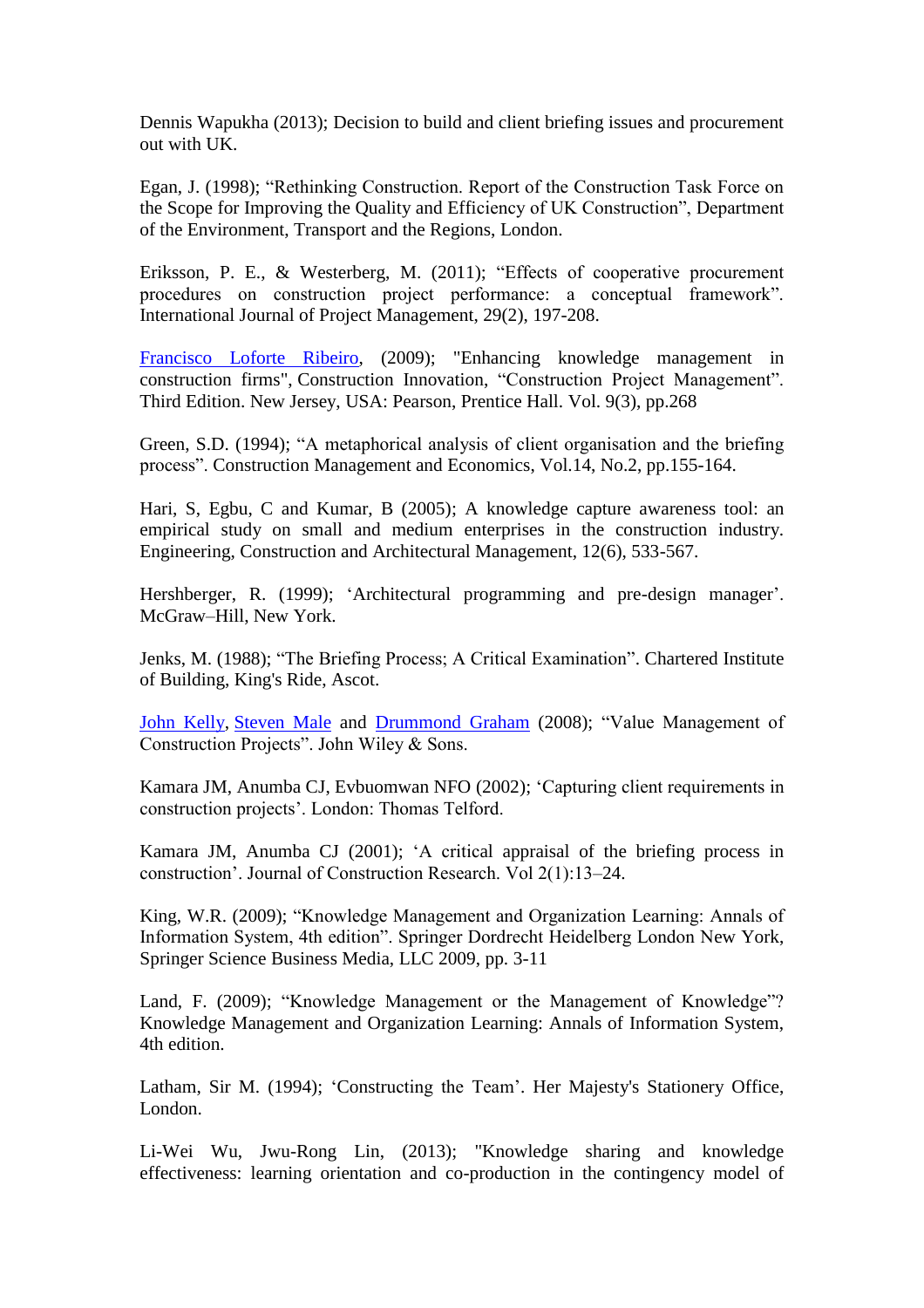Dennis Wapukha (2013); Decision to build and client briefing issues and procurement out with UK.

Egan, J. (1998); "Rethinking Construction. Report of the Construction Task Force on the Scope for Improving the Quality and Efficiency of UK Construction", Department of the Environment, Transport and the Regions, London.

Eriksson, P. E., & Westerberg, M. (2011); "Effects of cooperative procurement procedures on construction project performance: a conceptual framework". International Journal of Project Management, 29(2), 197-208.

Francisco Loforte Ribeiro, (2009); "Enhancing knowledge management in construction firms", Construction Innovation, "Construction Project Management". Third Edition. New Jersey, USA: Pearson, Prentice Hall. Vol. 9(3), pp.268

Green, S.D. (1994); "A metaphorical analysis of client organisation and the briefing process". Construction Management and Economics, Vol.14, No.2, pp.155-164.

Hari, S, Egbu, C and Kumar, B (2005); A knowledge capture awareness tool: an empirical study on small and medium enterprises in the construction industry. Engineering, Construction and Architectural Management, 12(6), 533-567.

Hershberger, R. (1999); 'Architectural programming and pre-design manager'. McGraw–Hill, New York.

Jenks, M. (1988); "The Briefing Process; A Critical Examination". Chartered Institute of Building, King's Ride, Ascot.

John Kelly, Steven Male and Drummond Graham (2008); "Value Management of Construction Projects". John Wiley & Sons.

Kamara JM, Anumba CJ, Evbuomwan NFO (2002); 'Capturing client requirements in construction projects'. London: Thomas Telford.

Kamara JM, Anumba CJ (2001); 'A critical appraisal of the briefing process in construction'. Journal of Construction Research. Vol 2(1):13–24.

King, W.R. (2009); "Knowledge Management and Organization Learning: Annals of Information System, 4th edition". Springer Dordrecht Heidelberg London New York, Springer Science Business Media, LLC 2009, pp. 3-11

Land, F. (2009); "Knowledge Management or the Management of Knowledge"? Knowledge Management and Organization Learning: Annals of Information System, 4th edition.

Latham, Sir M. (1994); 'Constructing the Team'. Her Majesty's Stationery Office, London.

Li-Wei Wu, Jwu-Rong Lin, (2013); "Knowledge sharing and knowledge effectiveness: learning orientation and co-production in the contingency model of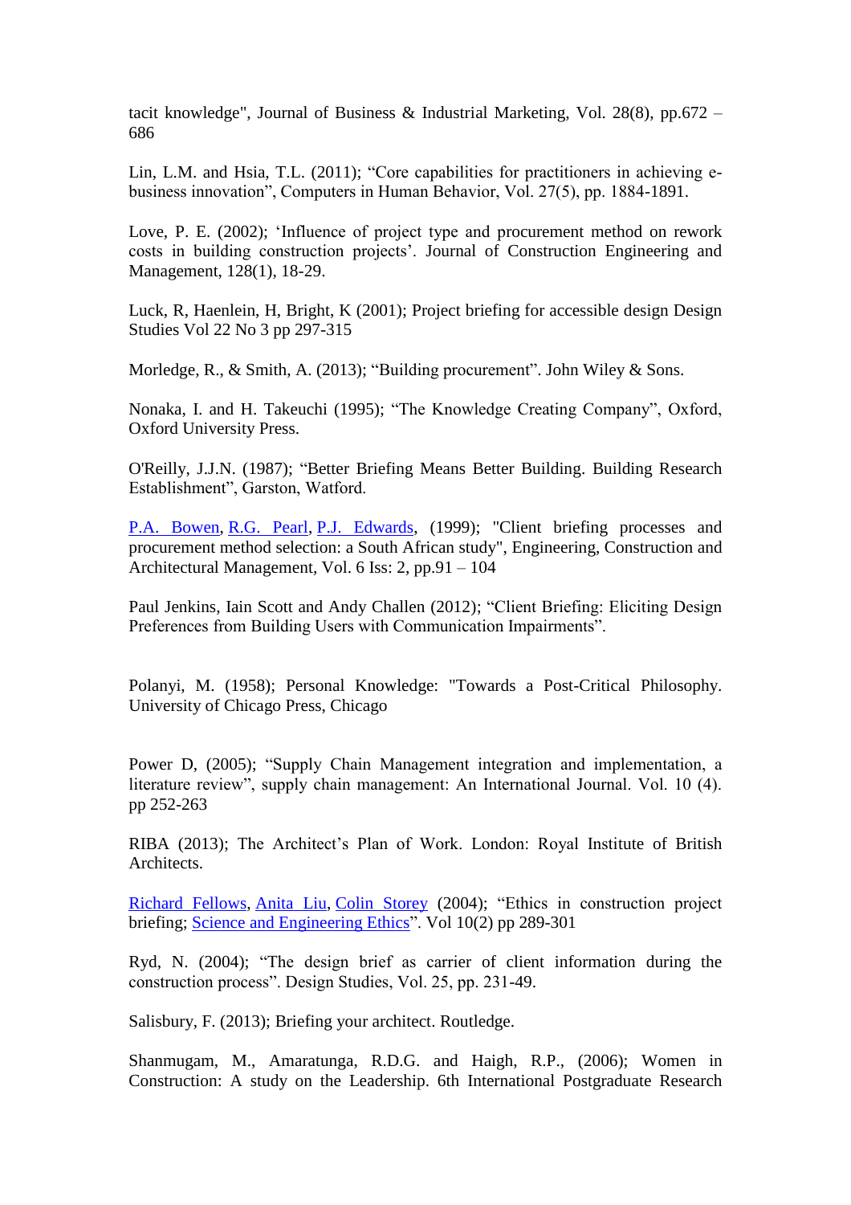tacit knowledge", Journal of Business & Industrial Marketing, Vol. 28(8), pp.672 – 686

Lin, L.M. and Hsia, T.L. (2011); “Core capabilities for practitioners in achieving e-business innovation”, Computers in Human Behavior, Vol. 27(5), pp. 1884-1891.

Love, P. E. (2002); ‘Influence of project type and procurement method on rework costs in building construction projects’. Journal of Construction Engineering and Management, 128(1), 18-29.

Luck, R, Haenlein, H, Bright, K (2001); Project briefing for accessible design Design Studies Vol 22 No 3 pp 297-315

Morledge, R., & Smith, A. (2013); “Building procurement”. John Wiley & Sons.

Nonaka, I. and H. Takeuchi (1995); “The Knowledge Creating Company”, Oxford, Oxford University Press.

O'Reilly, J.J.N. (1987); “Better Briefing Means Better Building. Building Research Establishment”, Garston, Watford.

P.A. Bowen, R.G. Pearl, P.J. Edwards, (1999); "Client briefing processes and procurement method selection: a South African study", Engineering, Construction and Architectural Management, Vol. 6 Iss: 2, pp.91 – 104

Paul Jenkins, Iain Scott and Andy Challen (2012); “Client Briefing: Eliciting Design Preferences from Building Users with Communication Impairments”.

Polanyi, M. (1958); Personal Knowledge: "Towards a Post-Critical Philosophy. University of Chicago Press, Chicago

Power D, (2005); “Supply Chain Management integration and implementation, a literature review”, supply chain management: An International Journal. Vol. 10 (4). pp 252-263

RIBA (2013); The Architect’s Plan of Work. London: Royal Institute of British Architects.

Richard Fellows, Anita Liu, Colin Storey (2004); “Ethics in construction project briefing; Science and Engineering Ethics”. Vol 10(2) pp 289-301

Ryd, N. (2004); “The design brief as carrier of client information during the construction process”. Design Studies, Vol. 25, pp. 231-49.

Salisbury, F. (2013); Briefing your architect. Routledge.

Shanmugam, M., Amaratunga, R.D.G. and Haigh, R.P., (2006); Women in Construction: A study on the Leadership. 6th International Postgraduate Research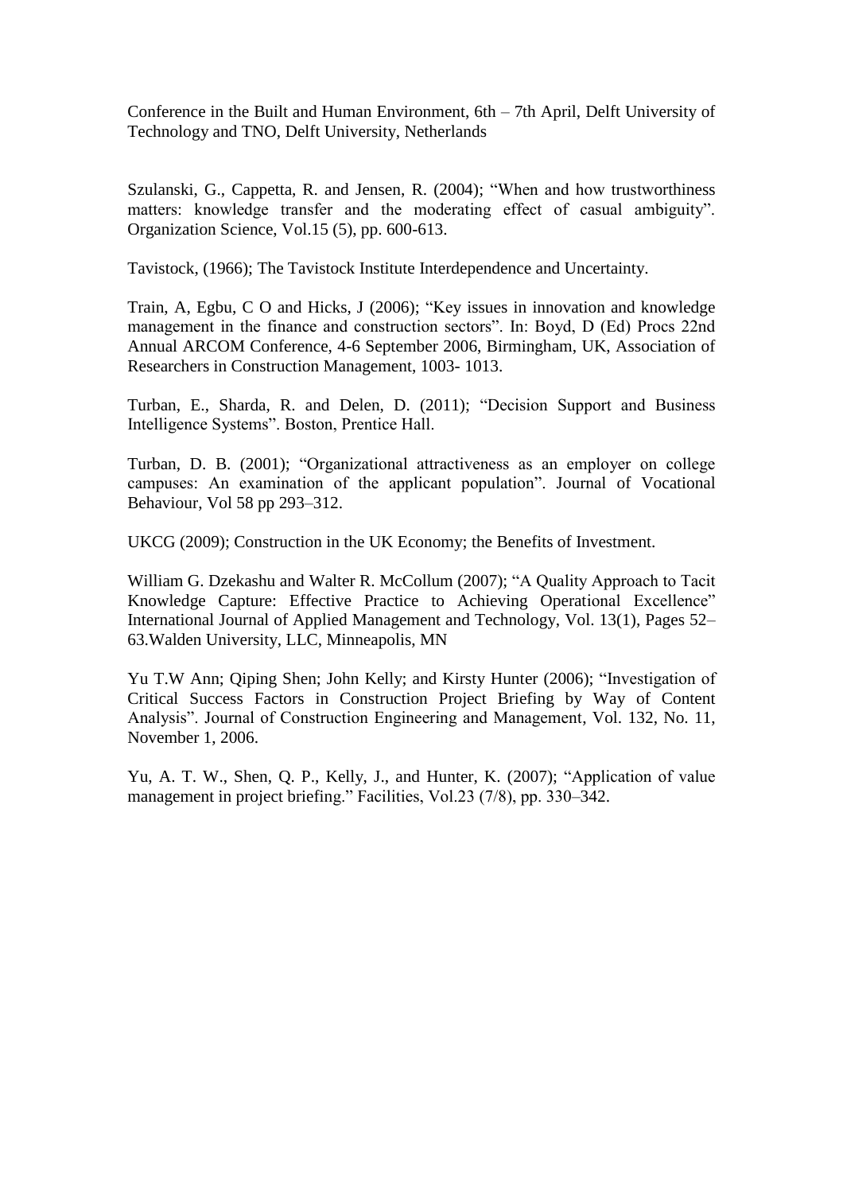Conference in the Built and Human Environment, 6th – 7th April, Delft University of Technology and TNO, Delft University, Netherlands

Szulanski, G., Cappetta, R. and Jensen, R. (2004); "When and how trustworthiness matters: knowledge transfer and the moderating effect of casual ambiguity". Organization Science, Vol.15 (5), pp. 600-613.

Tavistock, (1966); The Tavistock Institute Interdependence and Uncertainty.

Train, A, Egbu, C O and Hicks, J (2006); "Key issues in innovation and knowledge management in the finance and construction sectors". In: Boyd, D (Ed) Procs 22nd Annual ARCOM Conference, 4-6 September 2006, Birmingham, UK, Association of Researchers in Construction Management, 1003- 1013.

Turban, E., Sharda, R. and Delen, D. (2011); "Decision Support and Business Intelligence Systems". Boston, Prentice Hall.

Turban, D. B. (2001); "Organizational attractiveness as an employer on college campuses: An examination of the applicant population". Journal of Vocational Behaviour, Vol 58 pp 293–312.

UKCG (2009); Construction in the UK Economy; the Benefits of Investment.

William G. Dzekashu and Walter R. McCollum (2007); "A Quality Approach to Tacit Knowledge Capture: Effective Practice to Achieving Operational Excellence" International Journal of Applied Management and Technology, Vol. 13(1), Pages 52–63.Walden University, LLC, Minneapolis, MN

Yu T.W Ann; Qiping Shen; John Kelly; and Kirsty Hunter (2006); "Investigation of Critical Success Factors in Construction Project Briefing by Way of Content Analysis". Journal of Construction Engineering and Management, Vol. 132, No. 11, November 1, 2006.

Yu, A. T. W., Shen, Q. P., Kelly, J., and Hunter, K. (2007); "Application of value management in project briefing." Facilities, Vol.23 (7/8), pp. 330–342.